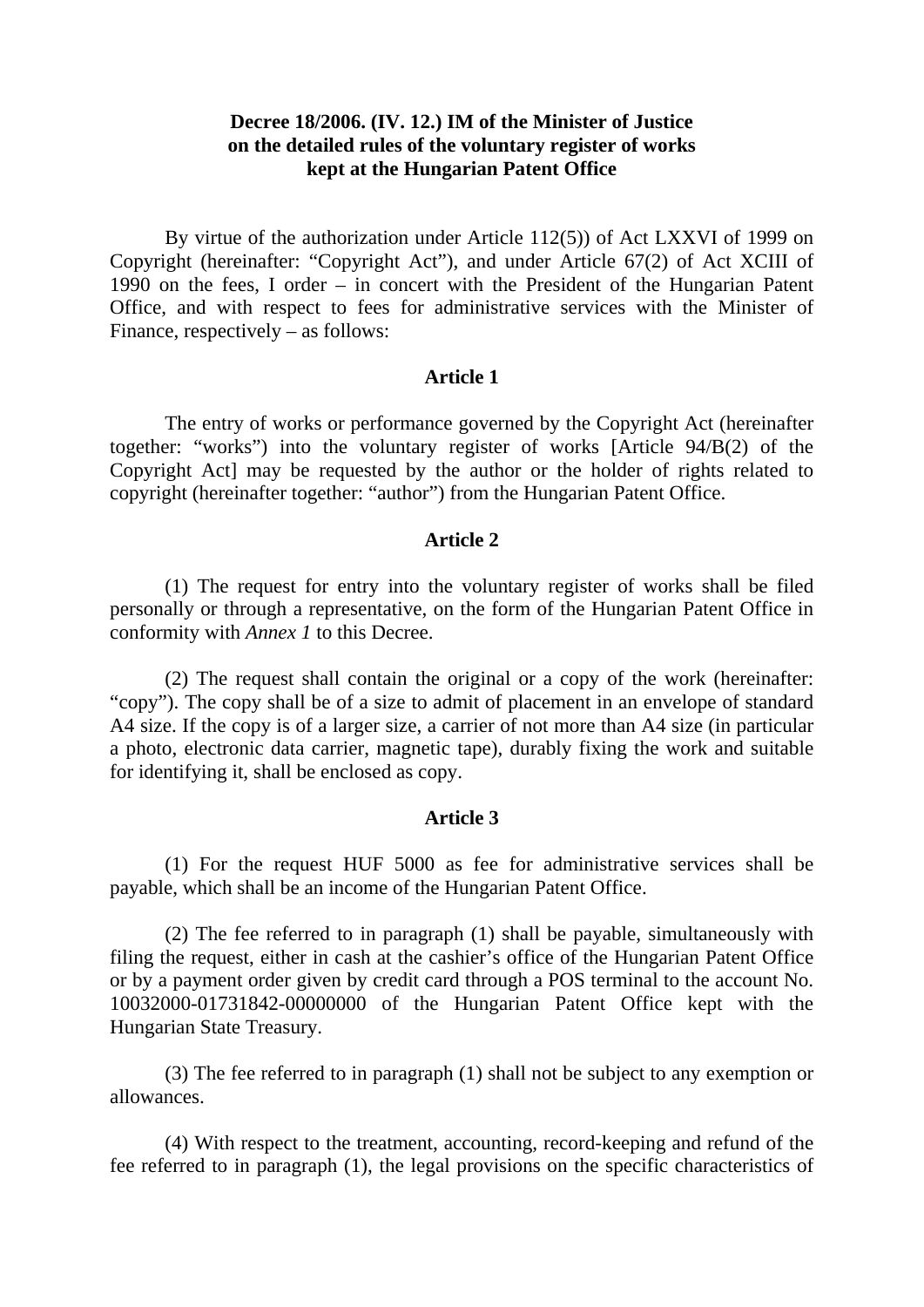**Decree 18/2006. (IV. 12.) IM of the Minister of Justice on the detailed rules of the voluntary register of works kept at the Hungarian Patent Office**

By virtue of the authorization under Article 112(5)) of Act LXXVI of 1999 on Copyright (hereinafter: "Copyright Act"), and under Article 67(2) of Act XCIII of 1990 on the fees, I order – in concert with the President of the Hungarian Patent Office, and with respect to fees for administrative services with the Minister of Finance, respectively – as follows:

**Article 1**

The entry of works or performance governed by the Copyright Act (hereinafter together: "works") into the voluntary register of works [Article 94/B(2) of the Copyright Act] may be requested by the author or the holder of rights related to copyright (hereinafter together: "author") from the Hungarian Patent Office.

**Article 2**

(1) The request for entry into the voluntary register of works shall be filed personally or through a representative, on the form of the Hungarian Patent Office in conformity with *Annex 1* to this Decree.

(2) The request shall contain the original or a copy of the work (hereinafter: "copy"). The copy shall be of a size to admit of placement in an envelope of standard A4 size. If the copy is of a larger size, a carrier of not more than A4 size (in particular a photo, electronic data carrier, magnetic tape), durably fixing the work and suitable for identifying it, shall be enclosed as copy.

**Article 3**

(1) For the request HUF 5000 as fee for administrative services shall be payable, which shall be an income of the Hungarian Patent Office.

(2) The fee referred to in paragraph (1) shall be payable, simultaneously with filing the request, either in cash at the cashier's office of the Hungarian Patent Office or by a payment order given by credit card through a POS terminal to the account No. 10032000-01731842-00000000 of the Hungarian Patent Office kept with the Hungarian State Treasury.

(3) The fee referred to in paragraph (1) shall not be subject to any exemption or allowances.

(4) With respect to the treatment, accounting, record-keeping and refund of the fee referred to in paragraph (1), the legal provisions on the specific characteristics of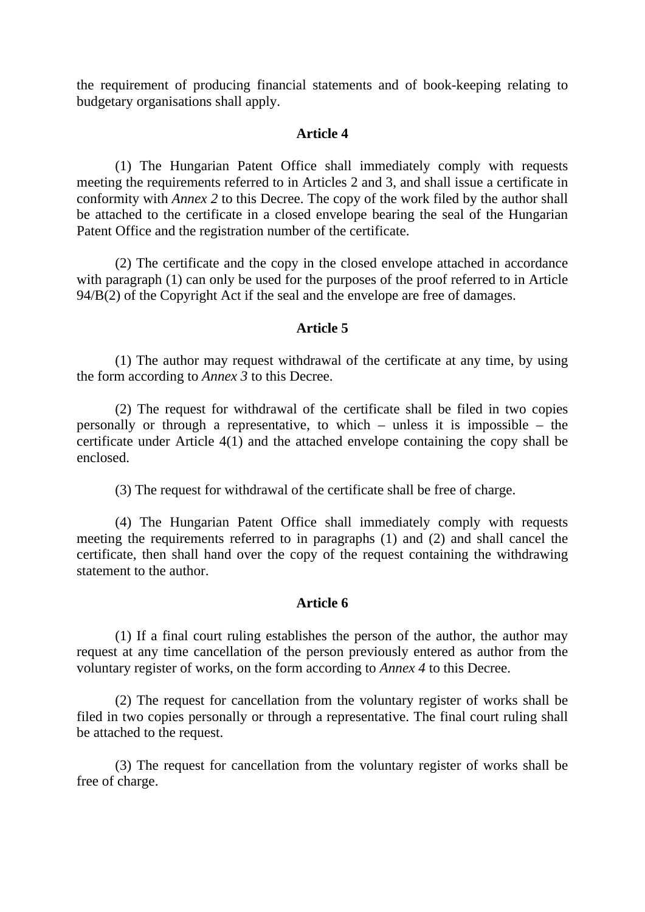the requirement of producing financial statements and of book-keeping relating to budgetary organisations shall apply.

### Article 4

(1) The Hungarian Patent Office shall immediately comply with requests meeting the requirements referred to in Articles 2 and 3, and shall issue a certificate in conformity with *Annex 2* to this Decree. The copy of the work filed by the author shall be attached to the certificate in a closed envelope bearing the seal of the Hungarian Patent Office and the registration number of the certificate.

(2) The certificate and the copy in the closed envelope attached in accordance with paragraph (1) can only be used for the purposes of the proof referred to in Article 94/B(2) of the Copyright Act if the seal and the envelope are free of damages.

### Article 5

(1) The author may request withdrawal of the certificate at any time, by using the form according to *Annex 3* to this Decree.

(2) The request for withdrawal of the certificate shall be filed in two copies personally or through a representative, to which – unless it is impossible – the certificate under Article 4(1) and the attached envelope containing the copy shall be enclosed.

(3) The request for withdrawal of the certificate shall be free of charge.

(4) The Hungarian Patent Office shall immediately comply with requests meeting the requirements referred to in paragraphs (1) and (2) and shall cancel the certificate, then shall hand over the copy of the request containing the withdrawing statement to the author.

### Article 6

(1) If a final court ruling establishes the person of the author, the author may request at any time cancellation of the person previously entered as author from the voluntary register of works, on the form according to *Annex 4* to this Decree.

(2) The request for cancellation from the voluntary register of works shall be filed in two copies personally or through a representative. The final court ruling shall be attached to the request.

(3) The request for cancellation from the voluntary register of works shall be free of charge.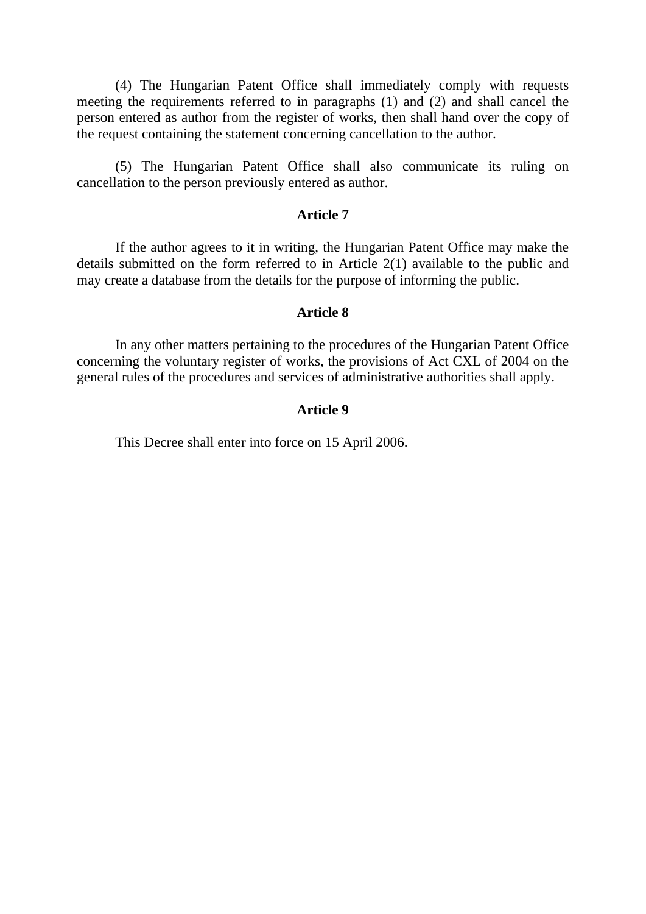(4) The Hungarian Patent Office shall immediately comply with requests meeting the requirements referred to in paragraphs (1) and (2) and shall cancel the person entered as author from the register of works, then shall hand over the copy of the request containing the statement concerning cancellation to the author.

(5) The Hungarian Patent Office shall also communicate its ruling on cancellation to the person previously entered as author.

**Article 7**

If the author agrees to it in writing, the Hungarian Patent Office may make the details submitted on the form referred to in Article 2(1) available to the public and may create a database from the details for the purpose of informing the public.

**Article 8**

In any other matters pertaining to the procedures of the Hungarian Patent Office concerning the voluntary register of works, the provisions of Act CXL of 2004 on the general rules of the procedures and services of administrative authorities shall apply.

**Article 9**

This Decree shall enter into force on 15 April 2006.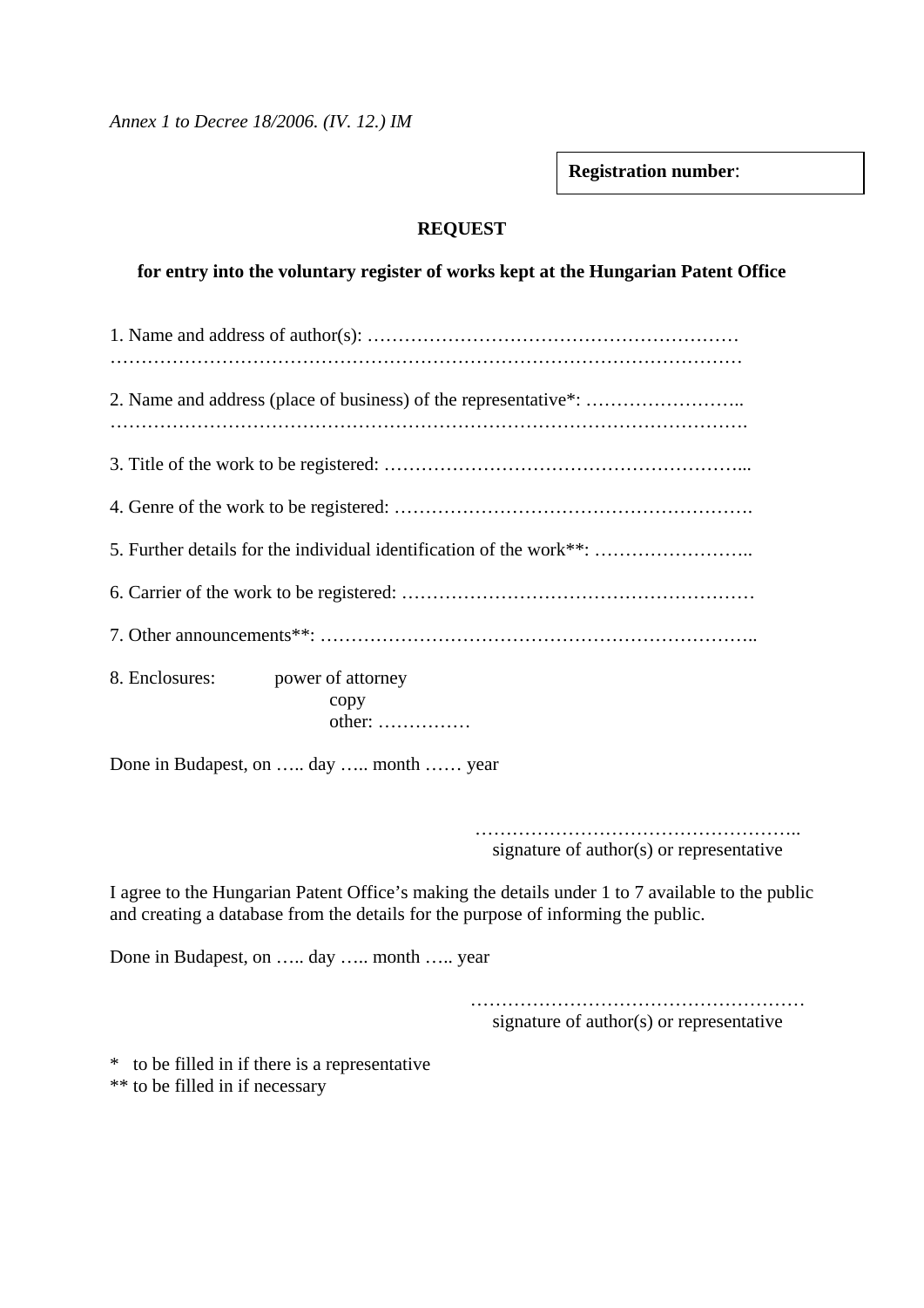*Annex 1 to Decree 18/2006. (IV. 12.) IM*

| **Registration number**: |
|---|

**REQUEST**

**for entry into the voluntary register of works kept at the Hungarian Patent Office**

1. Name and address of author(s): ……………………………………………………
………………………………………………………………………………………

2. Name and address (place of business) of the representative*: ……………………..
……………………………………………………………………………………….

3. Title of the work to be registered: ………………………………………………...

4. Genre of the work to be registered: ……………………………………………….

5. Further details for the individual identification of the work**: ……………………..

6. Carrier of the work to be registered: …………………………………………………

7. Other announcements**: …………………………………………………………..

8. Enclosures: power of attorney
copy
other: ……………

Done in Budapest, on ….. day ….. month …… year

……………………………………………..
signature of author(s) or representative

I agree to the Hungarian Patent Office's making the details under 1 to 7 available to the public and creating a database from the details for the purpose of informing the public.

Done in Budapest, on ….. day ….. month ….. year

………………………………………………
signature of author(s) or representative

\* to be filled in if there is a representative
\** to be filled in if necessary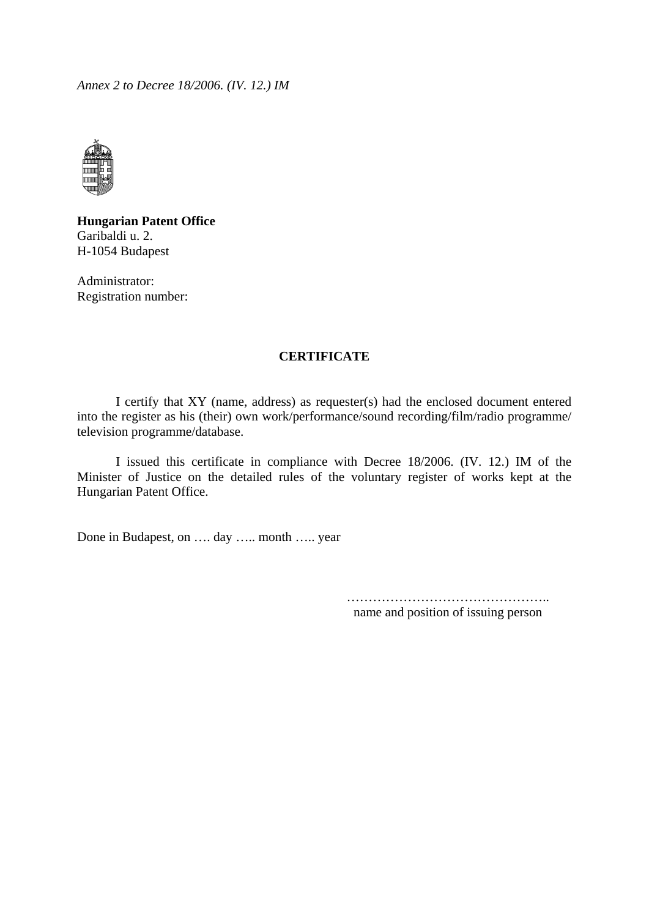*Annex 2 to Decree 18/2006. (IV. 12.) IM*

**Hungarian Patent Office**
Garibaldi u. 2.
H-1054 Budapest

Administrator:
Registration number:

**CERTIFICATE**

I certify that XY (name, address) as requester(s) had the enclosed document entered into the register as his (their) own work/performance/sound recording/film/radio programme/ television programme/database.

I issued this certificate in compliance with Decree 18/2006. (IV. 12.) IM of the Minister of Justice on the detailed rules of the voluntary register of works kept at the Hungarian Patent Office.

Done in Budapest, on …. day ….. month ….. year

………………………………………..
name and position of issuing person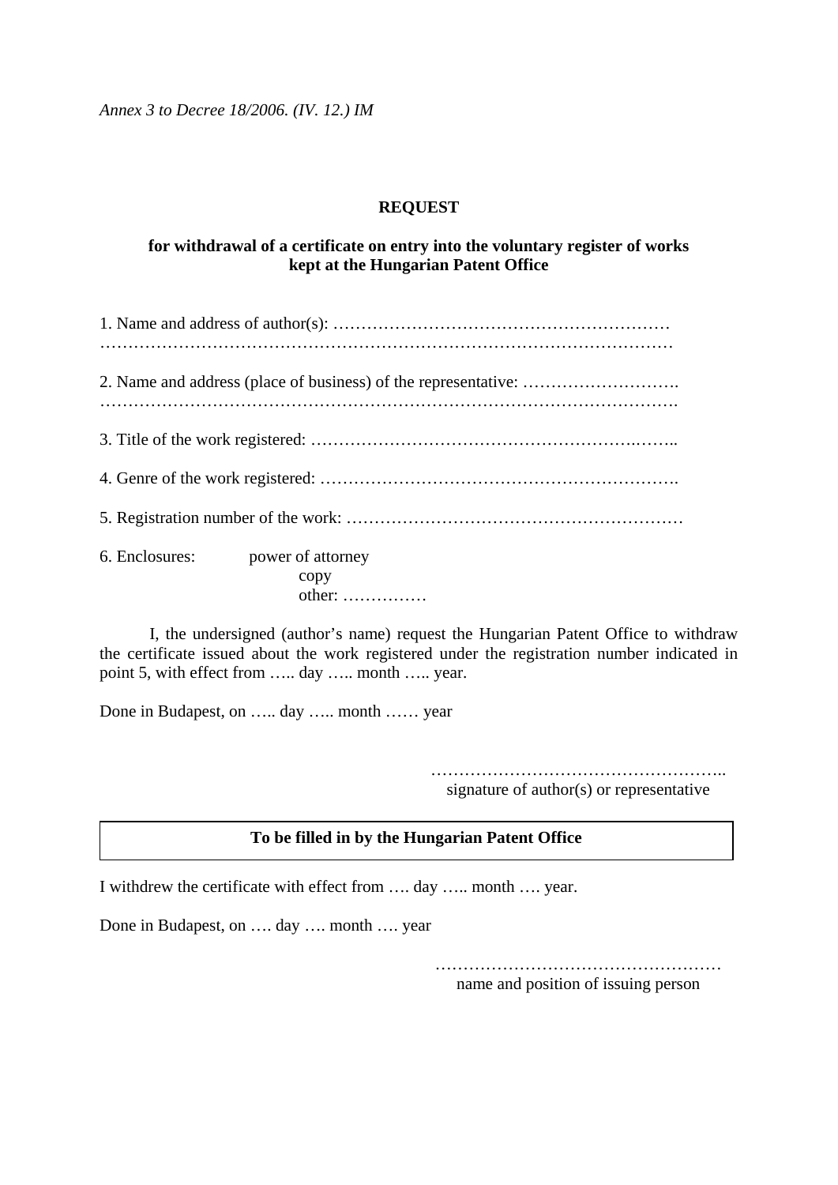*Annex 3 to Decree 18/2006. (IV. 12.) IM*

**REQUEST**

**for withdrawal of a certificate on entry into the voluntary register of works kept at the Hungarian Patent Office**

1. Name and address of author(s): ……………………………………………………
………………………………………………………………………………………

2. Name and address (place of business) of the representative: ……………………….
……………………………………………………………………………………….

3. Title of the work registered: …………………………………………………..……..

4. Genre of the work registered: ……………………………………………………….

5. Registration number of the work: ……………………………………………………

6. Enclosures: power of attorney
copy
other: ……………

I, the undersigned (author's name) request the Hungarian Patent Office to withdraw the certificate issued about the work registered under the registration number indicated in point 5, with effect from ….. day ….. month ….. year.

Done in Budapest, on ….. day ….. month …… year

……………………………………………..
signature of author(s) or representative

**To be filled in by the Hungarian Patent Office**

I withdrew the certificate with effect from …. day ….. month …. year.

Done in Budapest, on …. day …. month …. year

……………………………………………
name and position of issuing person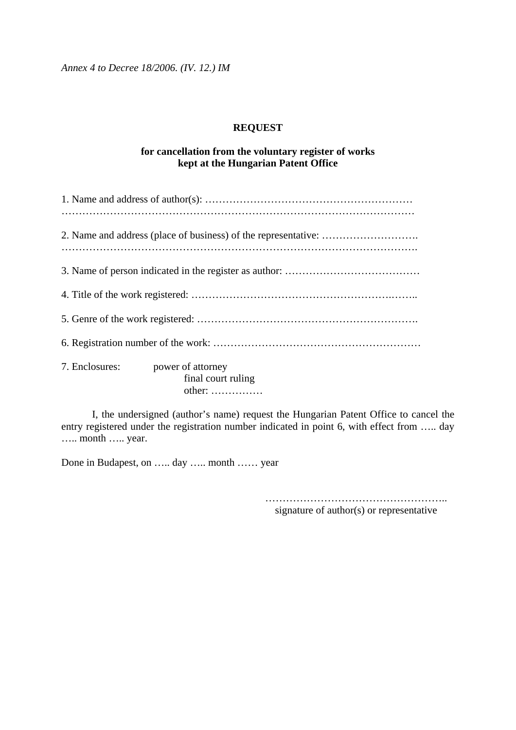*Annex 4 to Decree 18/2006. (IV. 12.) IM*

**REQUEST**

**for cancellation from the voluntary register of works kept at the Hungarian Patent Office**

1. Name and address of author(s): ……………………………………………………
……………………………………………………………………………………

2. Name and address (place of business) of the representative: ……………………….
……………………………………………………………………………………….

3. Name of person indicated in the register as author: …………………………………

4. Title of the work registered: ……………………………………………….……..

5. Genre of the work registered: ……………………………………………………….

6. Registration number of the work: ……………………………………………………

7. Enclosures: power of attorney
final court ruling
other: ……………

I, the undersigned (author's name) request the Hungarian Patent Office to cancel the entry registered under the registration number indicated in point 6, with effect from ….. day ….. month ….. year.

Done in Budapest, on ….. day ….. month …… year

……………………………………………..
signature of author(s) or representative